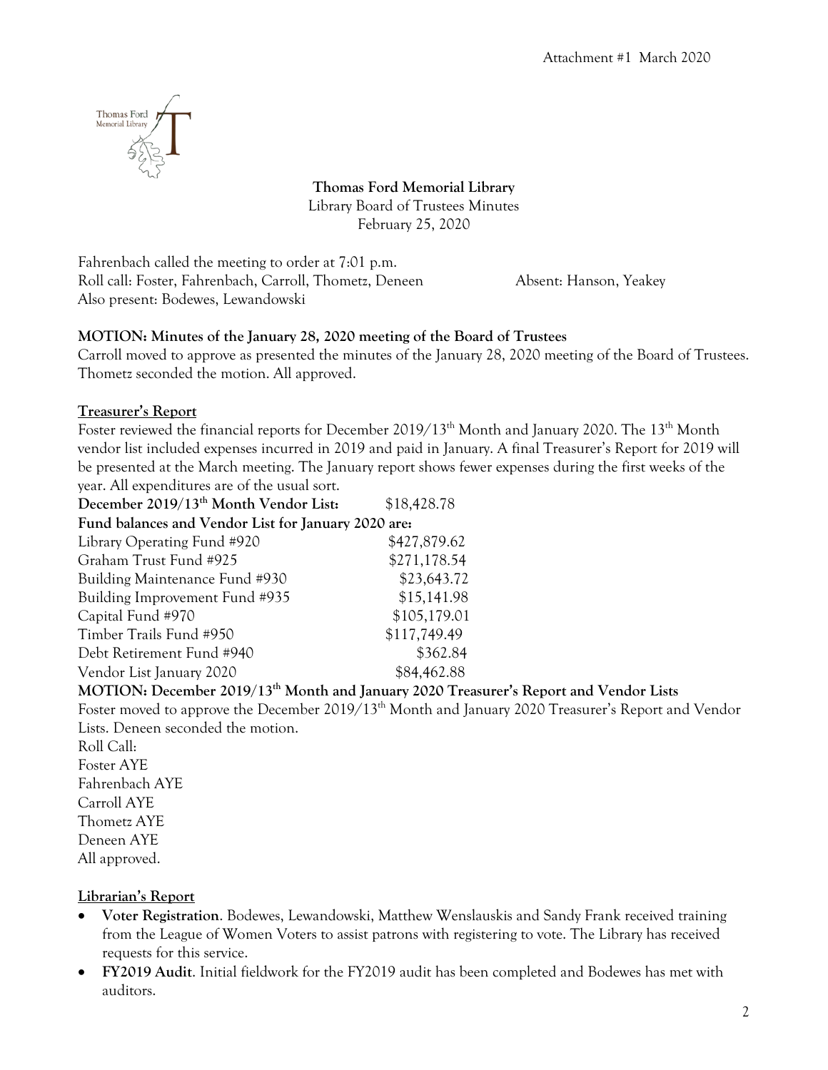**Thomas Ford Memorial Library**
Library Board of Trustees Minutes
February 25, 2020

Fahrenbach called the meeting to order at 7:01 p.m.
Roll call: Foster, Fahrenbach, Carroll, Thometz, Deneen Absent: Hanson, Yeakey
Also present: Bodewes, Lewandowski

**MOTION: Minutes of the January 28, 2020 meeting of the Board of Trustees**
Carroll moved to approve as presented the minutes of the January 28, 2020 meeting of the Board of Trustees. Thometz seconded the motion. All approved.

## Treasurer's Report

Foster reviewed the financial reports for December 2019/13th Month and January 2020. The 13th Month vendor list included expenses incurred in 2019 and paid in January. A final Treasurer's Report for 2019 will be presented at the March meeting. The January report shows fewer expenses during the first weeks of the year. All expenditures are of the usual sort.

**December 2019/13th Month Vendor List:** $18,428.78

**Fund balances and Vendor List for January 2020 are:**

| | |
|---|---|
| Library Operating Fund #920 | $427,879.62 |
| Graham Trust Fund #925 | $271,178.54 |
| Building Maintenance Fund #930 | $23,643.72 |
| Building Improvement Fund #935 | $15,141.98 |
| Capital Fund #970 | $105,179.01 |
| Timber Trails Fund #950 | $117,749.49 |
| Debt Retirement Fund #940 | $362.84 |
| Vendor List January 2020 | $84,462.88 |

**MOTION: December 2019/13th Month and January 2020 Treasurer's Report and Vendor Lists**
Foster moved to approve the December 2019/13th Month and January 2020 Treasurer's Report and Vendor Lists. Deneen seconded the motion.
Roll Call:
Foster AYE
Fahrenbach AYE
Carroll AYE
Thometz AYE
Deneen AYE
All approved.

## Librarian's Report

- **Voter Registration**. Bodewes, Lewandowski, Matthew Wenslauskis and Sandy Frank received training from the League of Women Voters to assist patrons with registering to vote. The Library has received requests for this service.
- **FY2019 Audit**. Initial fieldwork for the FY2019 audit has been completed and Bodewes has met with auditors.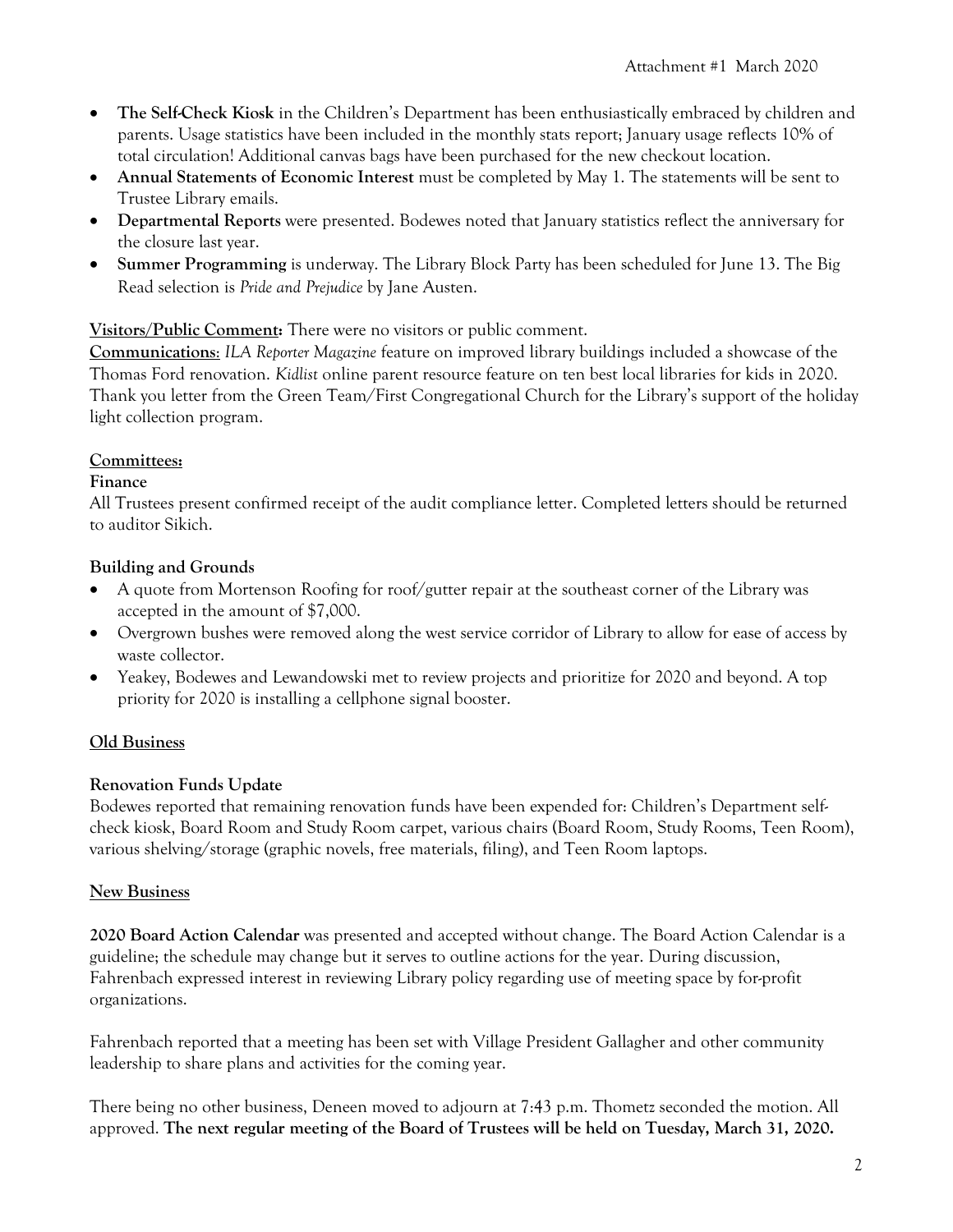- **The Self-Check Kiosk** in the Children's Department has been enthusiastically embraced by children and parents. Usage statistics have been included in the monthly stats report; January usage reflects 10% of total circulation! Additional canvas bags have been purchased for the new checkout location.
- **Annual Statements of Economic Interest** must be completed by May 1. The statements will be sent to Trustee Library emails.
- **Departmental Reports** were presented. Bodewes noted that January statistics reflect the anniversary for the closure last year.
- **Summer Programming** is underway. The Library Block Party has been scheduled for June 13. The Big Read selection is *Pride and Prejudice* by Jane Austen.

**Visitors/Public Comment:** There were no visitors or public comment.

**Communications**: *ILA Reporter Magazine* feature on improved library buildings included a showcase of the Thomas Ford renovation. *Kidlist* online parent resource feature on ten best local libraries for kids in 2020. Thank you letter from the Green Team/First Congregational Church for the Library's support of the holiday light collection program.

**Committees:**

**Finance**

All Trustees present confirmed receipt of the audit compliance letter. Completed letters should be returned to auditor Sikich.

**Building and Grounds**

- A quote from Mortenson Roofing for roof/gutter repair at the southeast corner of the Library was accepted in the amount of $7,000.
- Overgrown bushes were removed along the west service corridor of Library to allow for ease of access by waste collector.
- Yeakey, Bodewes and Lewandowski met to review projects and prioritize for 2020 and beyond. A top priority for 2020 is installing a cellphone signal booster.

**Old Business**

**Renovation Funds Update**

Bodewes reported that remaining renovation funds have been expended for: Children's Department self-check kiosk, Board Room and Study Room carpet, various chairs (Board Room, Study Rooms, Teen Room), various shelving/storage (graphic novels, free materials, filing), and Teen Room laptops.

**New Business**

**2020 Board Action Calendar** was presented and accepted without change. The Board Action Calendar is a guideline; the schedule may change but it serves to outline actions for the year. During discussion, Fahrenbach expressed interest in reviewing Library policy regarding use of meeting space by for-profit organizations.

Fahrenbach reported that a meeting has been set with Village President Gallagher and other community leadership to share plans and activities for the coming year.

There being no other business, Deneen moved to adjourn at 7:43 p.m. Thometz seconded the motion. All approved. **The next regular meeting of the Board of Trustees will be held on Tuesday, March 31, 2020.**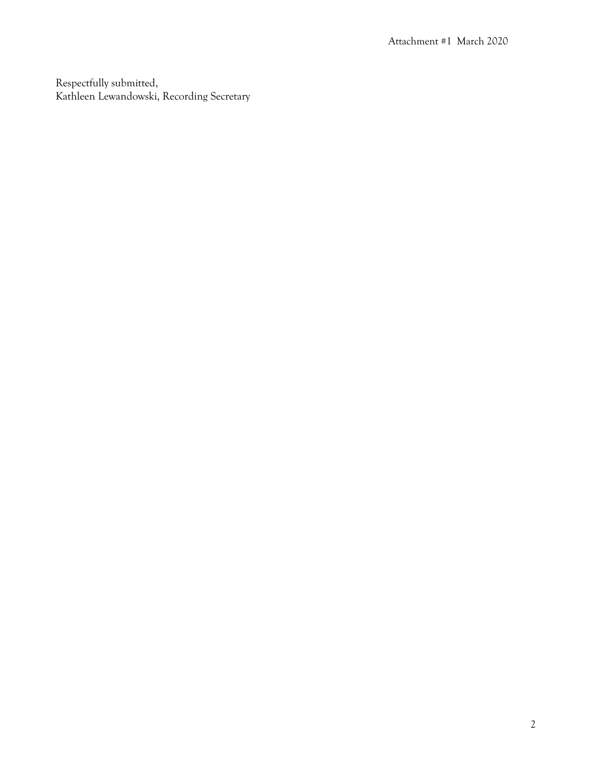Respectfully submitted,
Kathleen Lewandowski, Recording Secretary